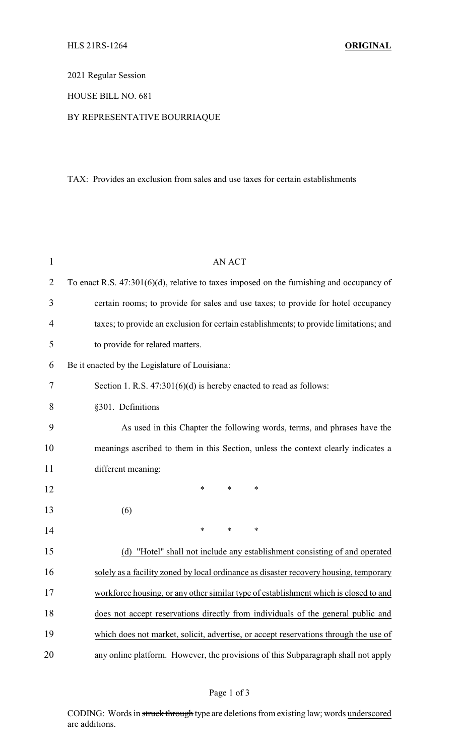HLS 21RS-1264 **ORIGINAL**

2021 Regular Session

HOUSE BILL NO. 681

BY REPRESENTATIVE BOURRIAQUE

TAX: Provides an exclusion from sales and use taxes for certain establishments

AN ACT

To enact R.S. 47:301(6)(d), relative to taxes imposed on the furnishing and occupancy of certain rooms; to provide for sales and use taxes; to provide for hotel occupancy taxes; to provide an exclusion for certain establishments; to provide limitations; and to provide for related matters.

Be it enacted by the Legislature of Louisiana:

Section 1. R.S. 47:301(6)(d) is hereby enacted to read as follows:

§301. Definitions

As used in this Chapter the following words, terms, and phrases have the meanings ascribed to them in this Section, unless the context clearly indicates a different meaning:

\* \* \*

(6)

\* \* \*

(d) "Hotel" shall not include any establishment consisting of and operated solely as a facility zoned by local ordinance as disaster recovery housing, temporary workforce housing, or any other similar type of establishment which is closed to and does not accept reservations directly from individuals of the general public and which does not market, solicit, advertise, or accept reservations through the use of any online platform. However, the provisions of this Subparagraph shall not apply

CODING: Words in ~~struck through~~ type are deletions from existing law; words underscored are additions.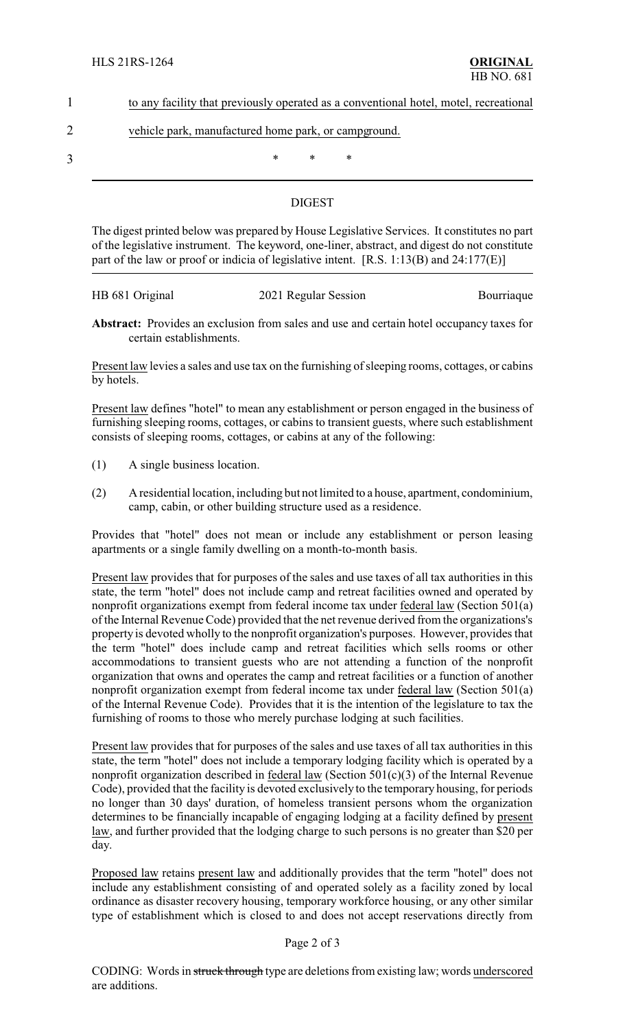1 to any facility that previously operated as a conventional hotel, motel, recreational

2 vehicle park, manufactured home park, or campground.

3 * * *

## DIGEST

The digest printed below was prepared by House Legislative Services. It constitutes no part of the legislative instrument. The keyword, one-liner, abstract, and digest do not constitute part of the law or proof or indicia of legislative intent. [R.S. 1:13(B) and 24:177(E)]

HB 681 Original    2021 Regular Session    Bourriaque

**Abstract:** Provides an exclusion from sales and use and certain hotel occupancy taxes for certain establishments.

Present law levies a sales and use tax on the furnishing of sleeping rooms, cottages, or cabins by hotels.

Present law defines "hotel" to mean any establishment or person engaged in the business of furnishing sleeping rooms, cottages, or cabins to transient guests, where such establishment consists of sleeping rooms, cottages, or cabins at any of the following:

(1) A single business location.

(2) A residential location, including but not limited to a house, apartment, condominium, camp, cabin, or other building structure used as a residence.

Provides that "hotel" does not mean or include any establishment or person leasing apartments or a single family dwelling on a month-to-month basis.

Present law provides that for purposes of the sales and use taxes of all tax authorities in this state, the term "hotel" does not include camp and retreat facilities owned and operated by nonprofit organizations exempt from federal income tax under federal law (Section 501(a) of the Internal Revenue Code) provided that the net revenue derived from the organizations's property is devoted wholly to the nonprofit organization's purposes. However, provides that the term "hotel" does include camp and retreat facilities which sells rooms or other accommodations to transient guests who are not attending a function of the nonprofit organization that owns and operates the camp and retreat facilities or a function of another nonprofit organization exempt from federal income tax under federal law (Section 501(a) of the Internal Revenue Code). Provides that it is the intention of the legislature to tax the furnishing of rooms to those who merely purchase lodging at such facilities.

Present law provides that for purposes of the sales and use taxes of all tax authorities in this state, the term "hotel" does not include a temporary lodging facility which is operated by a nonprofit organization described in federal law (Section 501(c)(3) of the Internal Revenue Code), provided that the facility is devoted exclusively to the temporary housing, for periods no longer than 30 days' duration, of homeless transient persons whom the organization determines to be financially incapable of engaging lodging at a facility defined by present law, and further provided that the lodging charge to such persons is no greater than $20 per day.

Proposed law retains present law and additionally provides that the term "hotel" does not include any establishment consisting of and operated solely as a facility zoned by local ordinance as disaster recovery housing, temporary workforce housing, or any other similar type of establishment which is closed to and does not accept reservations directly from

CODING: Words in ~~struck through~~ type are deletions from existing law; words underscored are additions.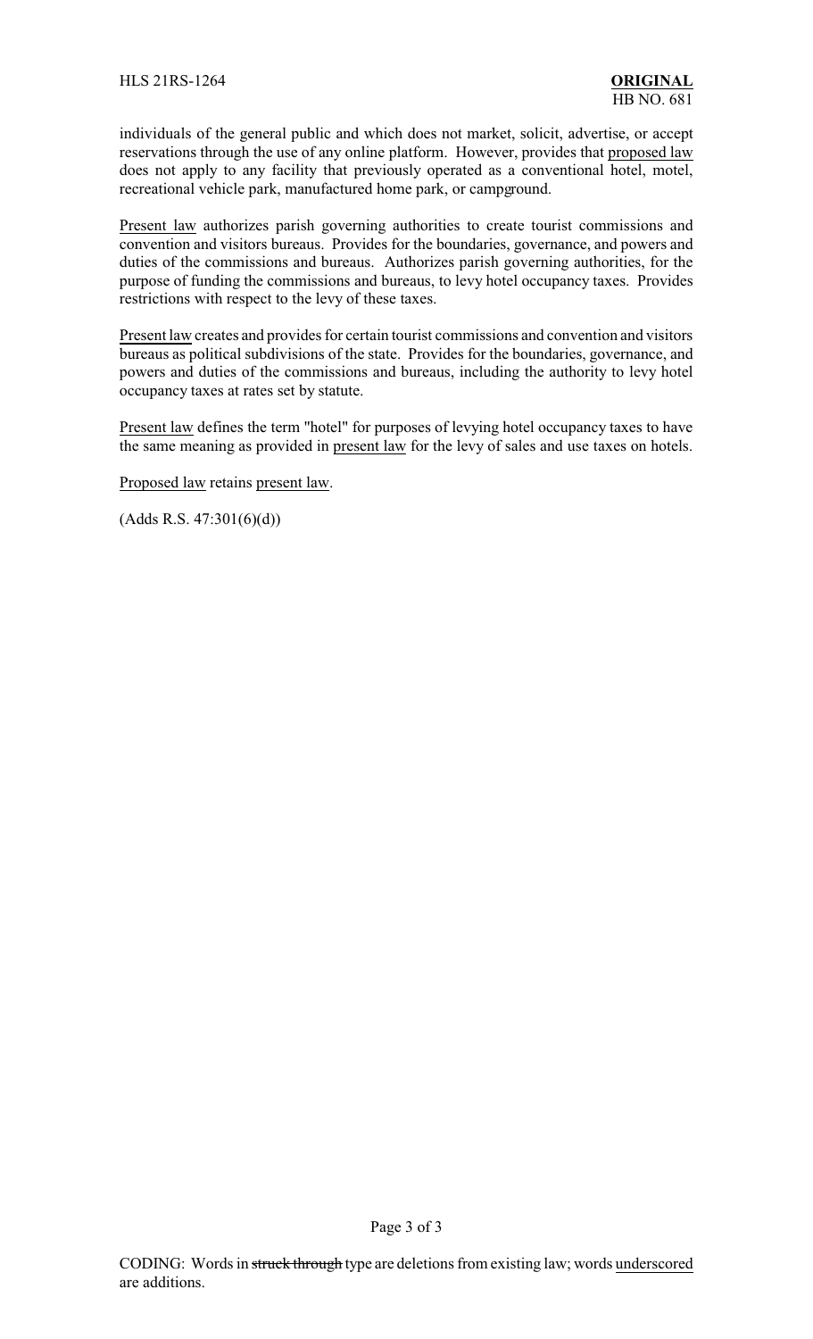individuals of the general public and which does not market, solicit, advertise, or accept reservations through the use of any online platform. However, provides that proposed law does not apply to any facility that previously operated as a conventional hotel, motel, recreational vehicle park, manufactured home park, or campground.

Present law authorizes parish governing authorities to create tourist commissions and convention and visitors bureaus. Provides for the boundaries, governance, and powers and duties of the commissions and bureaus. Authorizes parish governing authorities, for the purpose of funding the commissions and bureaus, to levy hotel occupancy taxes. Provides restrictions with respect to the levy of these taxes.

Present law creates and provides for certain tourist commissions and convention and visitors bureaus as political subdivisions of the state. Provides for the boundaries, governance, and powers and duties of the commissions and bureaus, including the authority to levy hotel occupancy taxes at rates set by statute.

Present law defines the term "hotel" for purposes of levying hotel occupancy taxes to have the same meaning as provided in present law for the levy of sales and use taxes on hotels.

Proposed law retains present law.

(Adds R.S. 47:301(6)(d))